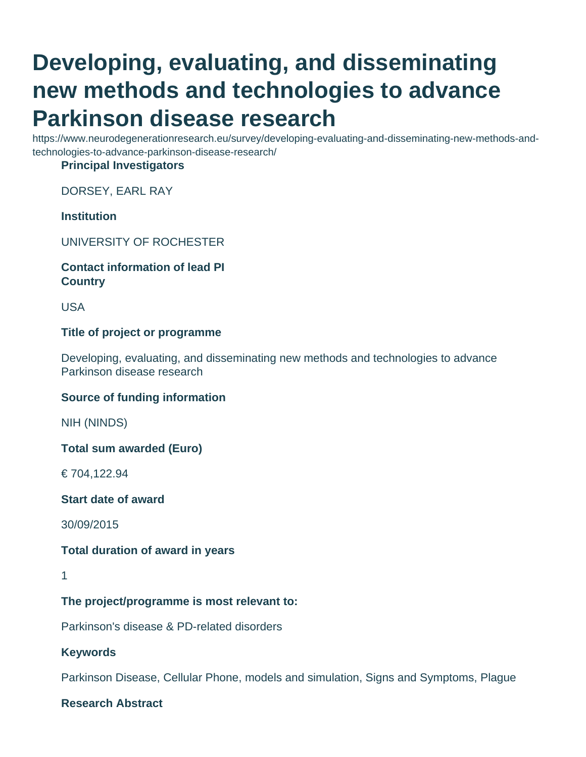# Developing, evaluating, and disseminating new methods and technologies to advance Parkinson disease research

https://www.neurodegenerationresearch.eu/survey/developing-evaluating-and-disseminating-new-methods-and-technologies-to-advance-parkinson-disease-research/

**Principal Investigators**

DORSEY, EARL RAY

**Institution**

UNIVERSITY OF ROCHESTER

**Contact information of lead PI**

**Country**

USA

**Title of project or programme**

Developing, evaluating, and disseminating new methods and technologies to advance Parkinson disease research

**Source of funding information**

NIH (NINDS)

**Total sum awarded (Euro)**

€ 704,122.94

**Start date of award**

30/09/2015

**Total duration of award in years**

1

**The project/programme is most relevant to:**

Parkinson's disease & PD-related disorders

**Keywords**

Parkinson Disease, Cellular Phone, models and simulation, Signs and Symptoms, Plague

**Research Abstract**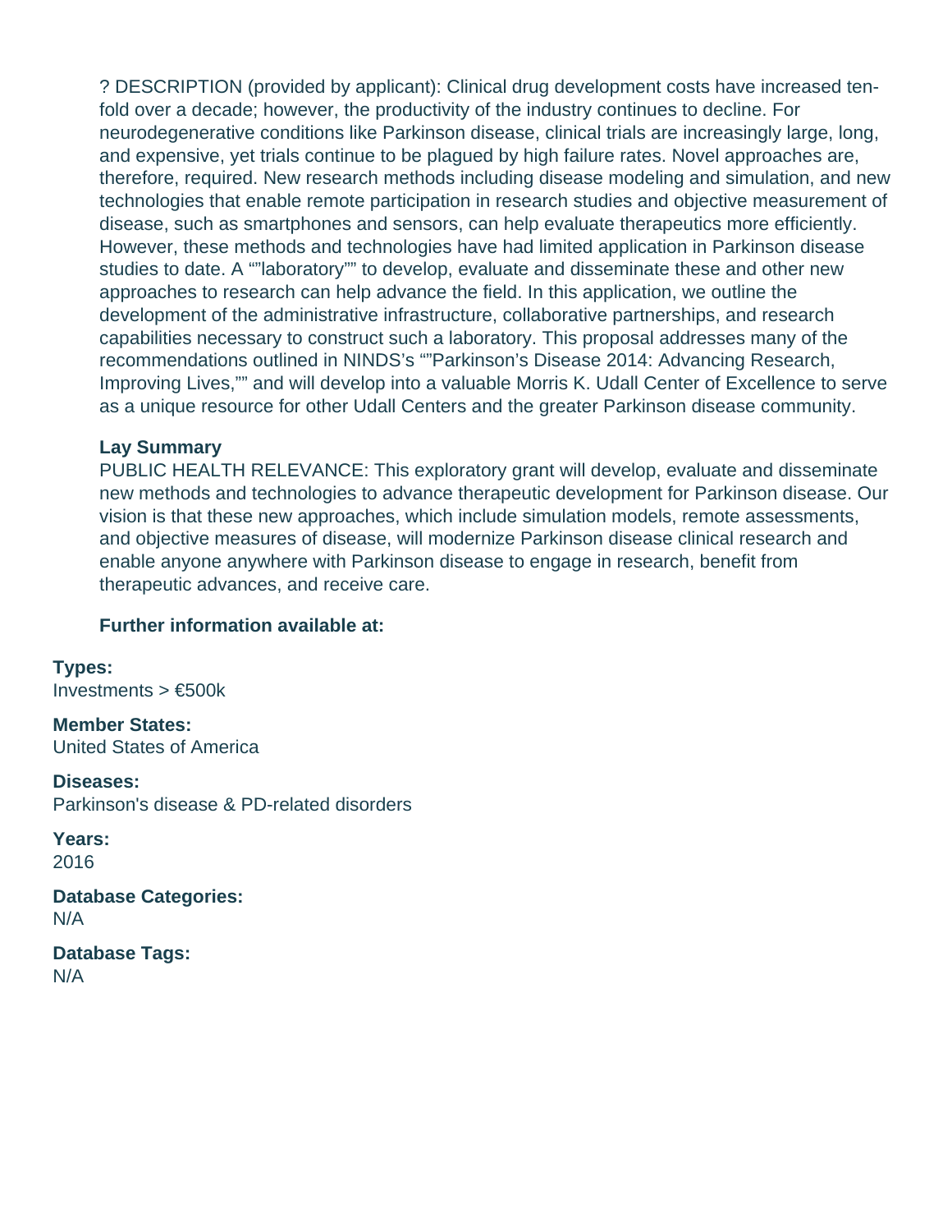? DESCRIPTION (provided by applicant): Clinical drug development costs have increased ten-fold over a decade; however, the productivity of the industry continues to decline. For neurodegenerative conditions like Parkinson disease, clinical trials are increasingly large, long, and expensive, yet trials continue to be plagued by high failure rates. Novel approaches are, therefore, required. New research methods including disease modeling and simulation, and new technologies that enable remote participation in research studies and objective measurement of disease, such as smartphones and sensors, can help evaluate therapeutics more efficiently. However, these methods and technologies have had limited application in Parkinson disease studies to date. A “”laboratory”” to develop, evaluate and disseminate these and other new approaches to research can help advance the field. In this application, we outline the development of the administrative infrastructure, collaborative partnerships, and research capabilities necessary to construct such a laboratory. This proposal addresses many of the recommendations outlined in NINDS’s “”Parkinson’s Disease 2014: Advancing Research, Improving Lives,”” and will develop into a valuable Morris K. Udall Center of Excellence to serve as a unique resource for other Udall Centers and the greater Parkinson disease community.

**Lay Summary**

PUBLIC HEALTH RELEVANCE: This exploratory grant will develop, evaluate and disseminate new methods and technologies to advance therapeutic development for Parkinson disease. Our vision is that these new approaches, which include simulation models, remote assessments, and objective measures of disease, will modernize Parkinson disease clinical research and enable anyone anywhere with Parkinson disease to engage in research, benefit from therapeutic advances, and receive care.

**Further information available at:**

**Types:**
Investments > €500k

**Member States:**
United States of America

**Diseases:**
Parkinson's disease & PD-related disorders

**Years:**
2016

**Database Categories:**
N/A

**Database Tags:**
N/A